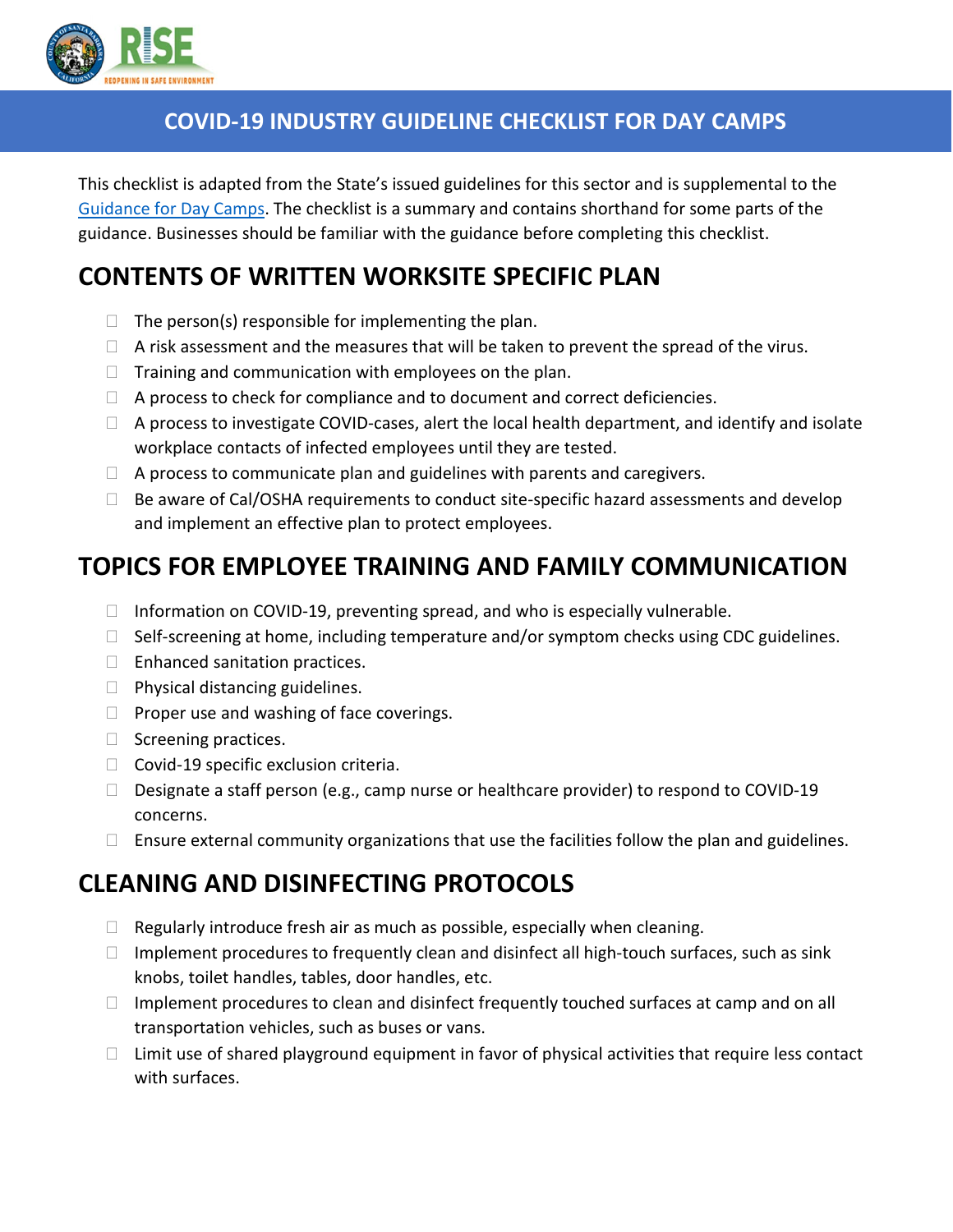# COVID-19 INDUSTRY GUIDELINE CHECKLIST FOR DAY CAMPS

This checklist is adapted from the State's issued guidelines for this sector and is supplemental to the [Guidance for Day Camps](). The checklist is a summary and contains shorthand for some parts of the guidance. Businesses should be familiar with the guidance before completing this checklist.

## CONTENTS OF WRITTEN WORKSITE SPECIFIC PLAN

- ☐ The person(s) responsible for implementing the plan.
- ☐ A risk assessment and the measures that will be taken to prevent the spread of the virus.
- ☐ Training and communication with employees on the plan.
- ☐ A process to check for compliance and to document and correct deficiencies.
- ☐ A process to investigate COVID-cases, alert the local health department, and identify and isolate workplace contacts of infected employees until they are tested.
- ☐ A process to communicate plan and guidelines with parents and caregivers.
- ☐ Be aware of Cal/OSHA requirements to conduct site-specific hazard assessments and develop and implement an effective plan to protect employees.

## TOPICS FOR EMPLOYEE TRAINING AND FAMILY COMMUNICATION

- ☐ Information on COVID-19, preventing spread, and who is especially vulnerable.
- ☐ Self-screening at home, including temperature and/or symptom checks using CDC guidelines.
- ☐ Enhanced sanitation practices.
- ☐ Physical distancing guidelines.
- ☐ Proper use and washing of face coverings.
- ☐ Screening practices.
- ☐ Covid-19 specific exclusion criteria.
- ☐ Designate a staff person (e.g., camp nurse or healthcare provider) to respond to COVID-19 concerns.
- ☐ Ensure external community organizations that use the facilities follow the plan and guidelines.

## CLEANING AND DISINFECTING PROTOCOLS

- ☐ Regularly introduce fresh air as much as possible, especially when cleaning.
- ☐ Implement procedures to frequently clean and disinfect all high-touch surfaces, such as sink knobs, toilet handles, tables, door handles, etc.
- ☐ Implement procedures to clean and disinfect frequently touched surfaces at camp and on all transportation vehicles, such as buses or vans.
- ☐ Limit use of shared playground equipment in favor of physical activities that require less contact with surfaces.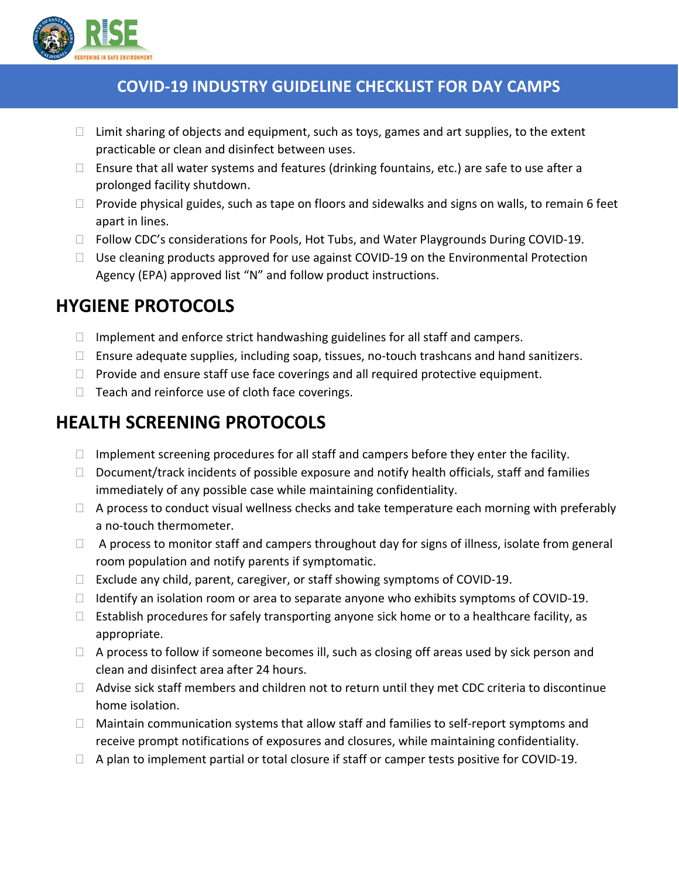# COVID-19 INDUSTRY GUIDELINE CHECKLIST FOR DAY CAMPS

- ☐ Limit sharing of objects and equipment, such as toys, games and art supplies, to the extent practicable or clean and disinfect between uses.
- ☐ Ensure that all water systems and features (drinking fountains, etc.) are safe to use after a prolonged facility shutdown.
- ☐ Provide physical guides, such as tape on floors and sidewalks and signs on walls, to remain 6 feet apart in lines.
- ☐ Follow CDC's considerations for Pools, Hot Tubs, and Water Playgrounds During COVID-19.
- ☐ Use cleaning products approved for use against COVID-19 on the Environmental Protection Agency (EPA) approved list "N" and follow product instructions.

## HYGIENE PROTOCOLS

- ☐ Implement and enforce strict handwashing guidelines for all staff and campers.
- ☐ Ensure adequate supplies, including soap, tissues, no-touch trashcans and hand sanitizers.
- ☐ Provide and ensure staff use face coverings and all required protective equipment.
- ☐ Teach and reinforce use of cloth face coverings.

## HEALTH SCREENING PROTOCOLS

- ☐ Implement screening procedures for all staff and campers before they enter the facility.
- ☐ Document/track incidents of possible exposure and notify health officials, staff and families immediately of any possible case while maintaining confidentiality.
- ☐ A process to conduct visual wellness checks and take temperature each morning with preferably a no-touch thermometer.
- ☐ A process to monitor staff and campers throughout day for signs of illness, isolate from general room population and notify parents if symptomatic.
- ☐ Exclude any child, parent, caregiver, or staff showing symptoms of COVID-19.
- ☐ Identify an isolation room or area to separate anyone who exhibits symptoms of COVID-19.
- ☐ Establish procedures for safely transporting anyone sick home or to a healthcare facility, as appropriate.
- ☐ A process to follow if someone becomes ill, such as closing off areas used by sick person and clean and disinfect area after 24 hours.
- ☐ Advise sick staff members and children not to return until they met CDC criteria to discontinue home isolation.
- ☐ Maintain communication systems that allow staff and families to self-report symptoms and receive prompt notifications of exposures and closures, while maintaining confidentiality.
- ☐ A plan to implement partial or total closure if staff or camper tests positive for COVID-19.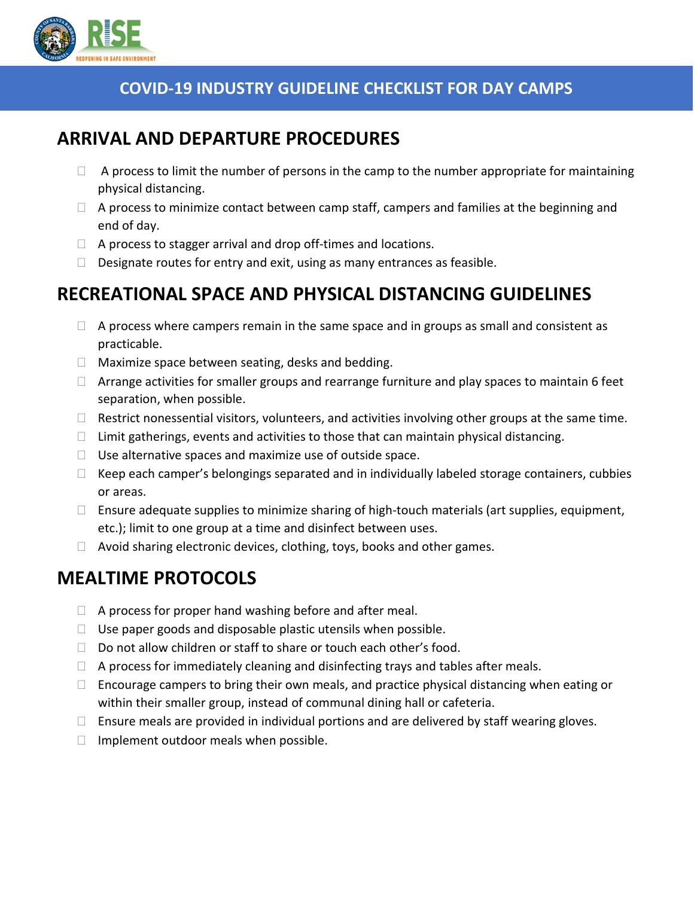## COVID-19 INDUSTRY GUIDELINE CHECKLIST FOR DAY CAMPS

## ARRIVAL AND DEPARTURE PROCEDURES

- ☐ A process to limit the number of persons in the camp to the number appropriate for maintaining physical distancing.
- ☐ A process to minimize contact between camp staff, campers and families at the beginning and end of day.
- ☐ A process to stagger arrival and drop off-times and locations.
- ☐ Designate routes for entry and exit, using as many entrances as feasible.

## RECREATIONAL SPACE AND PHYSICAL DISTANCING GUIDELINES

- ☐ A process where campers remain in the same space and in groups as small and consistent as practicable.
- ☐ Maximize space between seating, desks and bedding.
- ☐ Arrange activities for smaller groups and rearrange furniture and play spaces to maintain 6 feet separation, when possible.
- ☐ Restrict nonessential visitors, volunteers, and activities involving other groups at the same time.
- ☐ Limit gatherings, events and activities to those that can maintain physical distancing.
- ☐ Use alternative spaces and maximize use of outside space.
- ☐ Keep each camper's belongings separated and in individually labeled storage containers, cubbies or areas.
- ☐ Ensure adequate supplies to minimize sharing of high-touch materials (art supplies, equipment, etc.); limit to one group at a time and disinfect between uses.
- ☐ Avoid sharing electronic devices, clothing, toys, books and other games.

## MEALTIME PROTOCOLS

- ☐ A process for proper hand washing before and after meal.
- ☐ Use paper goods and disposable plastic utensils when possible.
- ☐ Do not allow children or staff to share or touch each other's food.
- ☐ A process for immediately cleaning and disinfecting trays and tables after meals.
- ☐ Encourage campers to bring their own meals, and practice physical distancing when eating or within their smaller group, instead of communal dining hall or cafeteria.
- ☐ Ensure meals are provided in individual portions and are delivered by staff wearing gloves.
- ☐ Implement outdoor meals when possible.